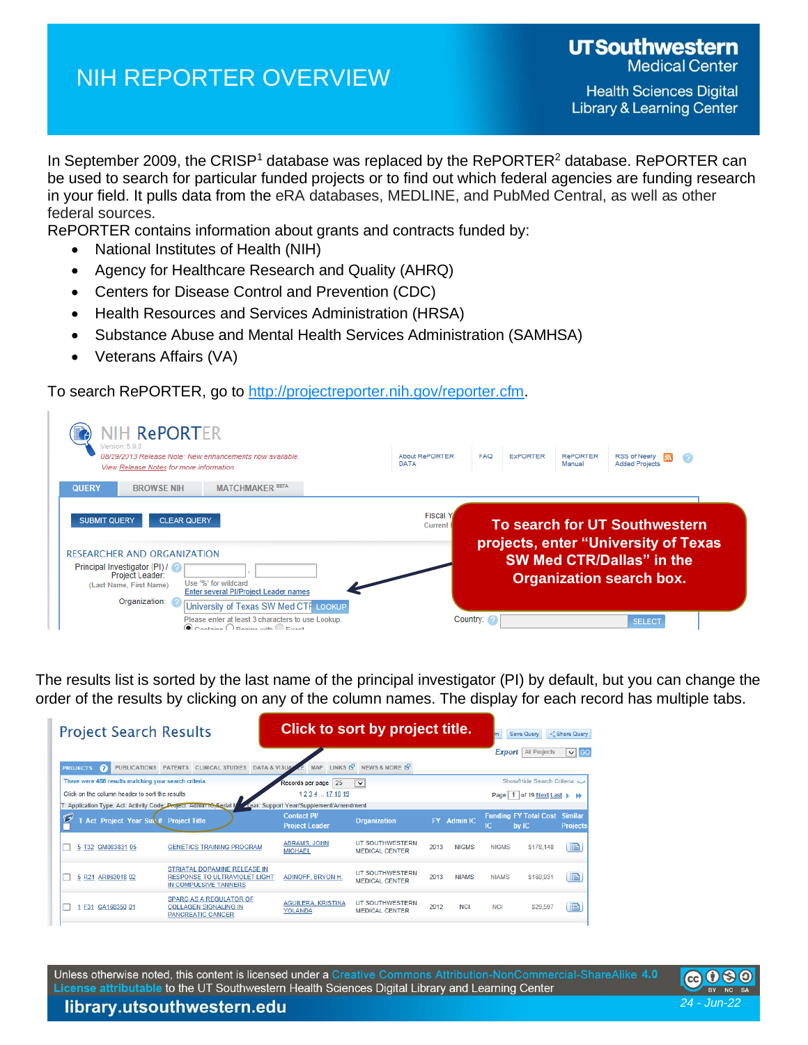# NIH REPORTER OVERVIEW

UT Southwestern Medical Center
Health Sciences Digital Library & Learning Center

In September 2009, the CRISP[1] database was replaced by the RePORTER[2] database. RePORTER can be used to search for particular funded projects or to find out which federal agencies are funding research in your field. It pulls data from the eRA databases, MEDLINE, and PubMed Central, as well as other federal sources.

RePORTER contains information about grants and contracts funded by:

- National Institutes of Health (NIH)
- Agency for Healthcare Research and Quality (AHRQ)
- Centers for Disease Control and Prevention (CDC)
- Health Resources and Services Administration (HRSA)
- Substance Abuse and Mental Health Services Administration (SAMHSA)
- Veterans Affairs (VA)

To search RePORTER, go to http://projectreporter.nih.gov/reporter.cfm.

**To search for UT Southwestern projects, enter "University of Texas SW Med CTR/Dallas" in the Organization search box.**

The results list is sorted by the last name of the principal investigator (PI) by default, but you can change the order of the results by clicking on any of the column names. The display for each record has multiple tabs.

**Click to sort by project title.**

Unless otherwise noted, this content is licensed under a Creative Commons Attribution-NonCommercial-ShareAlike 4.0 License attributable to the UT Southwestern Health Sciences Digital Library and Learning Center

library.utsouthwestern.edu

24 - Jun-22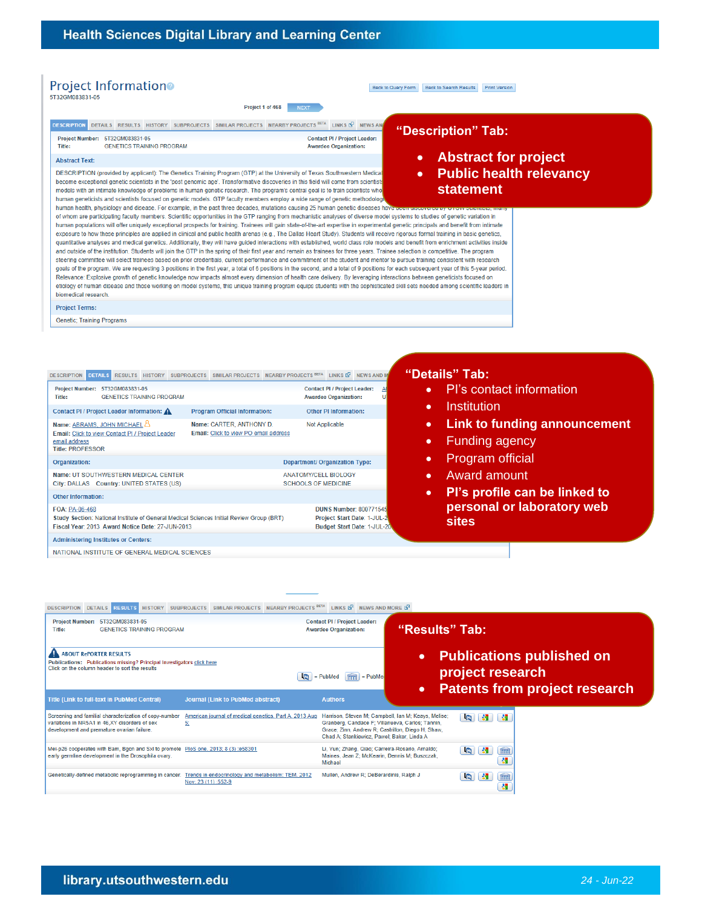## Project Information

5T32GM083831-05

Back to Query Form | Back to Search Results | Print Version

Project 1 of 468 NEXT

DESCRIPTION | DETAILS | RESULTS | HISTORY | SUBPROJECTS | SIMILAR PROJECTS | NEARBY PROJECTS BETA | LINKS | NEWS AND MORE

**Project Number:** 5T32GM083831-05
**Title:** GENETICS TRAINING PROGRAM

**Contact PI / Project Leader:**
**Awardee Organization:**

**Abstract Text:**

DESCRIPTION (provided by applicant): The Genetics Training Program (GTP) at the University of Texas Southwestern Medical ... become exceptional genetic scientists in the 'post genomic age'. Transformative discoveries in this field will come from scientists ... models with an intimate knowledge of problems in human genetic research. The program's central goal is to train scientists who ... human geneticists and scientists focused on genetic models. GTP faculty members employ a wide range of genetic methodolog... human health, physiology and disease. For example, in the past three decades, mutations causing 25 human genetic diseases have been discovered by UTSW scientists, many of whom are participating faculty members. Scientific opportunities in the GTP ranging from mechanistic analyses of diverse model systems to studies of genetic variation in human populations will offer uniquely exceptional prospects for training. Trainees will gain state-of-the-art expertise in experimental genetic principals and benefit from intimate exposure to how these principles are applied in clinical and public health arenas (e.g., The Dallas Heart Study). Students will receive rigorous formal training in basic genetics, quantitative analyses and medical genetics. Additionally, they will have guided interactions with established, world class role models and benefit from enrichment activities inside and outside of the institution. Students will join the GTP in the spring of their first year and remain as trainees for three years. Trainee selection is competitive. The program steering committee will select trainees based on prior credentials, current performance and commitment of the student and mentor to pursue training consistent with research goals of the program. We are requesting 3 positions in the first year, a total of 6 positions in the second, and a total of 9 positions for each subsequent year of this 5-year period. Relevance: Explosive growth of genetic knowledge now impacts almost every dimension of health care delivery. By leveraging interactions between geneticists focused on etiology of human disease and those working on model systems, this unique training program equips students with the sophisticated skill sets needed among scientific leaders in biomedical research.

**Project Terms:**

Genetic; Training Programs

**"Description" Tab:**

- **Abstract for project**
- **Public health relevancy statement**

---

DESCRIPTION | DETAILS | RESULTS | HISTORY | SUBPROJECTS | SIMILAR PROJECTS | NEARBY PROJECTS BETA | LINKS | NEWS AND MORE

**Project Number:** 5T32GM083831-05
**Title:** GENETICS TRAINING PROGRAM

**Contact PI / Project Leader:** AI...
**Awardee Organization:** U...

**Contact PI / Project Leader Information:**
Name: ABRAMS, JOHN MICHAEL
Email: Click to view Contact PI / Project Leader email address
Title: PROFESSOR

**Program Official Information:**
Name: CARTER, ANTHONY D.
Email: Click to view PO email address

**Other PI Information:**
Not Applicable

**Organization:**
Name: UT SOUTHWESTERN MEDICAL CENTER
City: DALLAS Country: UNITED STATES (US)

**Department/ Organization Type:**
ANATOMY/CELL BIOLOGY
SCHOOLS OF MEDICINE

**Other Information:**
FOA: PA-06-468
Study Section: National Institute of General Medical Sciences Initial Review Group (BRT)
Fiscal Year: 2013 Award Notice Date: 27-JUN-2013

DUNS Number: 80077154...
Project Start Date: 1-JUL-2...
Budget Start Date: 1-JUL-20...

**Administering Institutes or Centers:**
NATIONAL INSTITUTE OF GENERAL MEDICAL SCIENCES

**"Details" Tab:**

- PI's contact information
- Institution
- **Link to funding announcement**
- Funding agency
- Program official
- Award amount
- **PI's profile can be linked to personal or laboratory web sites**

---

DESCRIPTION | DETAILS | RESULTS | HISTORY | SUBPROJECTS | SIMILAR PROJECTS | NEARBY PROJECTS BETA | LINKS | NEWS AND MORE

**Project Number:** 5T32GM083831-05
**Title:** GENETICS TRAINING PROGRAM

**Contact PI / Project Leader:**
**Awardee Organization:**

ABOUT RePORTER RESULTS
Publications: Publications missing? Principal Investigators click here
Click on the column header to sort the results

= PubMed = PubMe...

| Title (Link to full-text in PubMed Central) | Journal (Link to PubMed abstract) | Authors |
|---|---|---|
| Screening and familial characterization of copy-number variations in NR5A1 in 46,XY disorders of sex development and premature ovarian failure. | American journal of medical genetics. Part A. 2013 Aug 5; | Harrison, Steven M; Campbell, Ian M; Keays, Melise; Granberg, Candace F; Villanueva, Carlos; Tannin, Grace; Zinn, Andrew R; Castrillon, Diego H; Shaw, Chad A; Stankiewicz, Pawel; Baker, Linda A |
| Mei-p26 cooperates with Bam, Bgcn and Sxl to promote early germline development in the Drosophila ovary. | PloS one. 2013; 8 (3) :e58301 | Li, Yun; Zhang, Qiao; Carreira-Rosario, Arnaldo; Maines, Jean Z; McKearin, Dennis M; Buszczak, Michael |
| Genetically-defined metabolic reprogramming in cancer. | Trends in endocrinology and metabolism: TEM. 2012 Nov; 23 (11) :552-9 | Mullen, Andrew R; DeBerardinis, Ralph J |

**"Results" Tab:**

- **Publications published on project research**
- **Patents from project research**